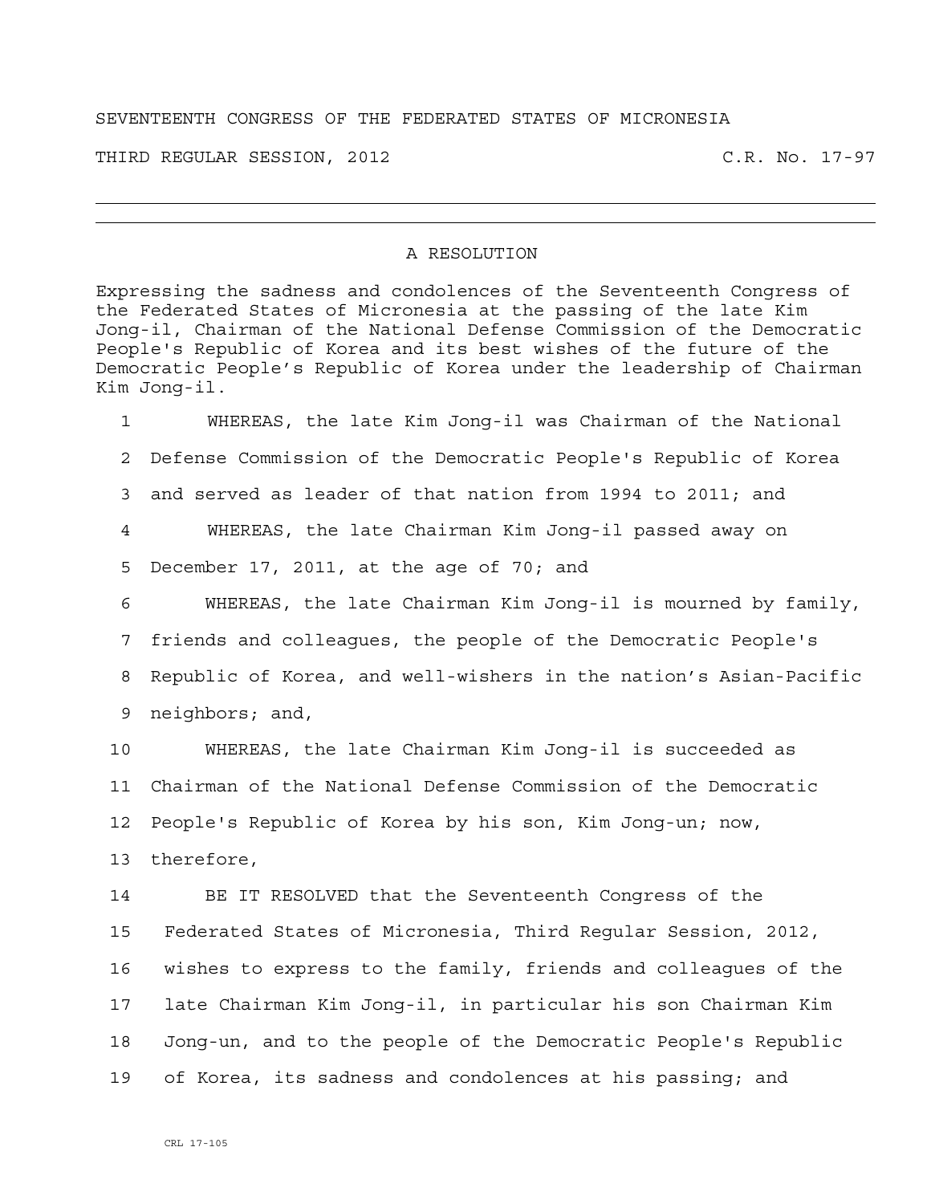SEVENTEENTH CONGRESS OF THE FEDERATED STATES OF MICRONESIA

THIRD REGULAR SESSION, 2012 C.R. No. 17-97

---

# A RESOLUTION

Expressing the sadness and condolences of the Seventeenth Congress of the Federated States of Micronesia at the passing of the late Kim Jong-il, Chairman of the National Defense Commission of the Democratic People's Republic of Korea and its best wishes of the future of the Democratic People's Republic of Korea under the leadership of Chairman Kim Jong-il.

1 WHEREAS, the late Kim Jong-il was Chairman of the National
2 Defense Commission of the Democratic People's Republic of Korea
3 and served as leader of that nation from 1994 to 2011; and
4 WHEREAS, the late Chairman Kim Jong-il passed away on
5 December 17, 2011, at the age of 70; and
6 WHEREAS, the late Chairman Kim Jong-il is mourned by family,
7 friends and colleagues, the people of the Democratic People's
8 Republic of Korea, and well-wishers in the nation's Asian-Pacific
9 neighbors; and,
10 WHEREAS, the late Chairman Kim Jong-il is succeeded as
11 Chairman of the National Defense Commission of the Democratic
12 People's Republic of Korea by his son, Kim Jong-un; now,
13 therefore,
14 BE IT RESOLVED that the Seventeenth Congress of the
15 Federated States of Micronesia, Third Regular Session, 2012,
16 wishes to express to the family, friends and colleagues of the
17 late Chairman Kim Jong-il, in particular his son Chairman Kim
18 Jong-un, and to the people of the Democratic People's Republic
19 of Korea, its sadness and condolences at his passing; and

CRL 17-105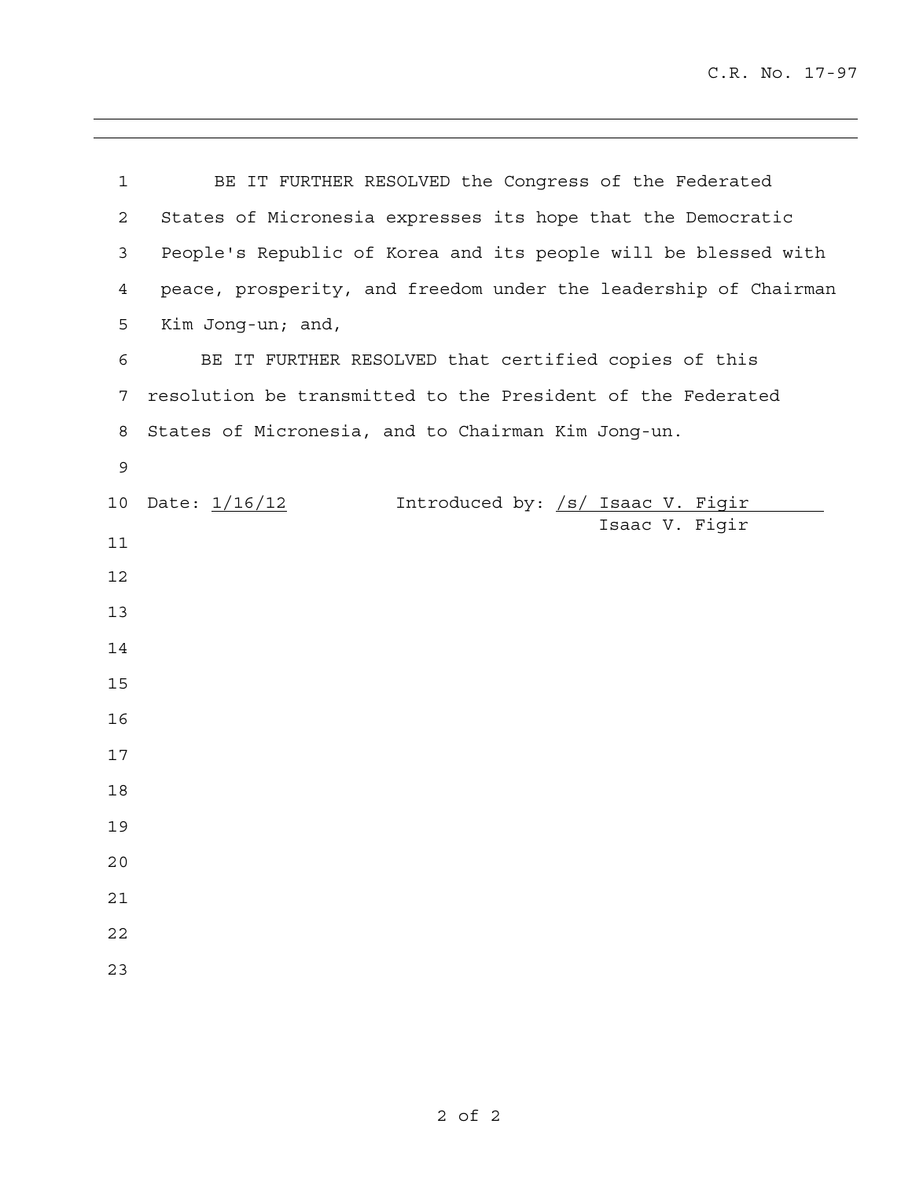BE IT FURTHER RESOLVED the Congress of the Federated States of Micronesia expresses its hope that the Democratic People's Republic of Korea and its people will be blessed with peace, prosperity, and freedom under the leadership of Chairman Kim Jong-un; and,

BE IT FURTHER RESOLVED that certified copies of this resolution be transmitted to the President of the Federated States of Micronesia, and to Chairman Kim Jong-un.

Date: 1/16/12 Introduced by: /s/ Isaac V. Figir

Isaac V. Figir